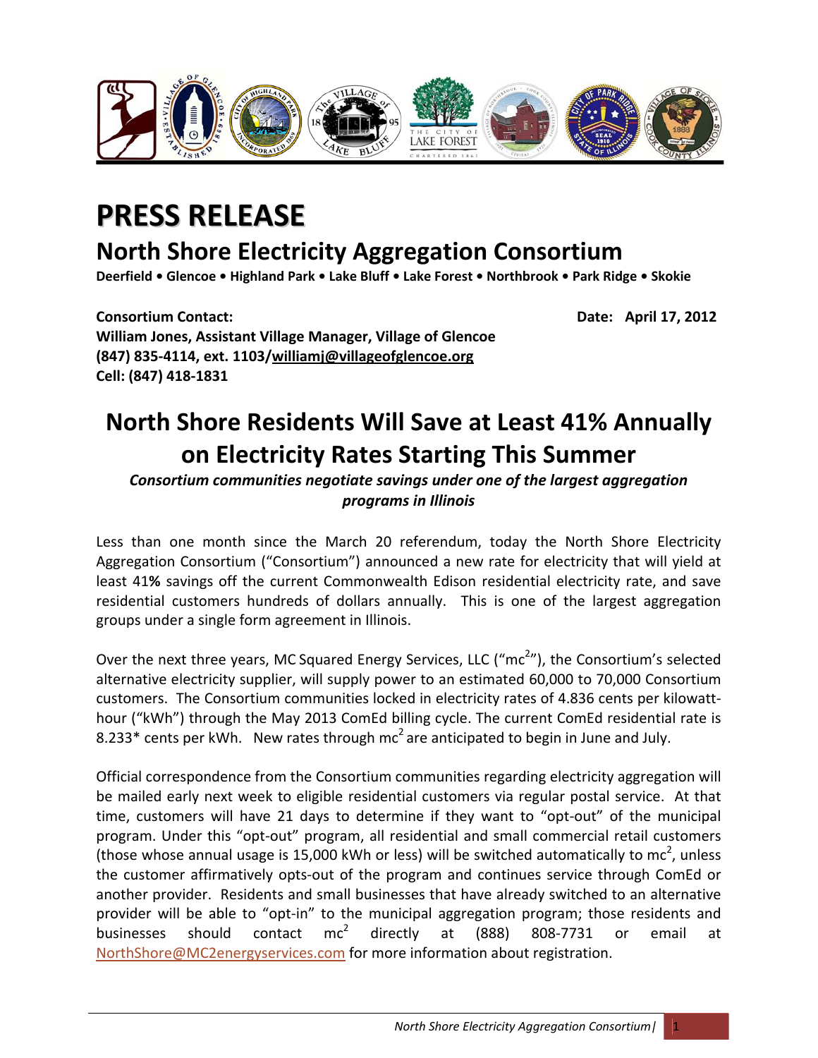# PRESS RELEASE

## North Shore Electricity Aggregation Consortium

**Deerfield • Glencoe • Highland Park • Lake Bluff • Lake Forest • Northbrook • Park Ridge • Skokie**

**Consortium Contact:** **Date: April 17, 2012**
**William Jones, Assistant Village Manager, Village of Glencoe**
**(847) 835-4114, ext. 1103/williamj@villageofglencoe.org**
**Cell: (847) 418-1831**

# North Shore Residents Will Save at Least 41% Annually on Electricity Rates Starting This Summer

***Consortium communities negotiate savings under one of the largest aggregation programs in Illinois***

Less than one month since the March 20 referendum, today the North Shore Electricity Aggregation Consortium ("Consortium") announced a new rate for electricity that will yield at least 41**%** savings off the current Commonwealth Edison residential electricity rate, and save residential customers hundreds of dollars annually. This is one of the largest aggregation groups under a single form agreement in Illinois.

Over the next three years, MC Squared Energy Services, LLC ("$mc^2$"), the Consortium's selected alternative electricity supplier, will supply power to an estimated 60,000 to 70,000 Consortium customers. The Consortium communities locked in electricity rates of 4.836 cents per kilowatt-hour ("kWh") through the May 2013 ComEd billing cycle. The current ComEd residential rate is 8.233* cents per kWh. New rates through $mc^2$ are anticipated to begin in June and July.

Official correspondence from the Consortium communities regarding electricity aggregation will be mailed early next week to eligible residential customers via regular postal service. At that time, customers will have 21 days to determine if they want to "opt-out" of the municipal program. Under this "opt-out" program, all residential and small commercial retail customers (those whose annual usage is 15,000 kWh or less) will be switched automatically to $mc^2$, unless the customer affirmatively opts-out of the program and continues service through ComEd or another provider. Residents and small businesses that have already switched to an alternative provider will be able to "opt-in" to the municipal aggregation program; those residents and businesses should contact $mc^2$ directly at (888) 808-7731 or email at NorthShore@MC2energyservices.com for more information about registration.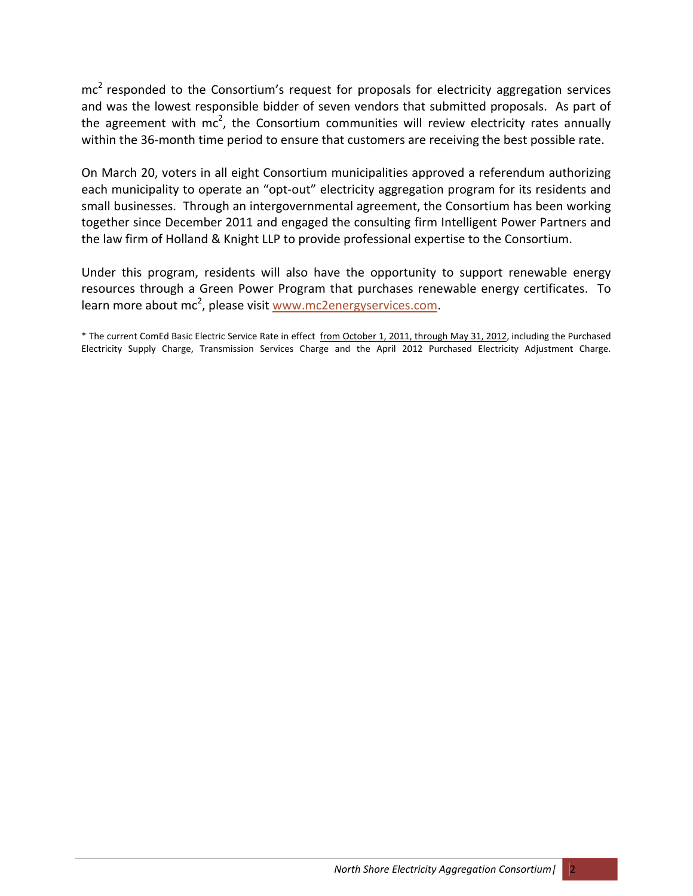mc$^2$ responded to the Consortium's request for proposals for electricity aggregation services and was the lowest responsible bidder of seven vendors that submitted proposals. As part of the agreement with mc$^2$, the Consortium communities will review electricity rates annually within the 36-month time period to ensure that customers are receiving the best possible rate.

On March 20, voters in all eight Consortium municipalities approved a referendum authorizing each municipality to operate an "opt-out" electricity aggregation program for its residents and small businesses. Through an intergovernmental agreement, the Consortium has been working together since December 2011 and engaged the consulting firm Intelligent Power Partners and the law firm of Holland & Knight LLP to provide professional expertise to the Consortium.

Under this program, residents will also have the opportunity to support renewable energy resources through a Green Power Program that purchases renewable energy certificates. To learn more about mc$^2$, please visit www.mc2energyservices.com.

* The current ComEd Basic Electric Service Rate in effect from October 1, 2011, through May 31, 2012, including the Purchased Electricity Supply Charge, Transmission Services Charge and the April 2012 Purchased Electricity Adjustment Charge.